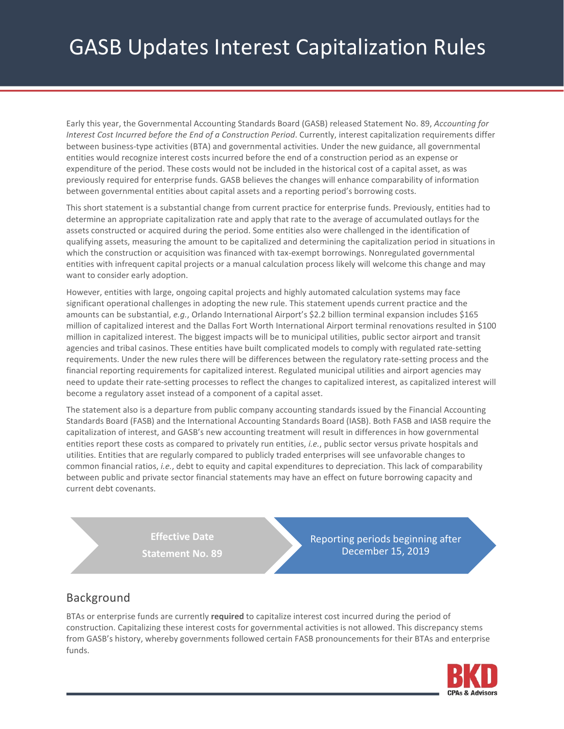# GASB Updates Interest Capitalization Rules

Early this year, the Governmental Accounting Standards Board (GASB) released Statement No. 89, *Accounting for Interest Cost Incurred before the End of a Construction Period*. Currently, interest capitalization requirements differ between business-type activities (BTA) and governmental activities. Under the new guidance, all governmental entities would recognize interest costs incurred before the end of a construction period as an expense or expenditure of the period. These costs would not be included in the historical cost of a capital asset, as was previously required for enterprise funds. GASB believes the changes will enhance comparability of information between governmental entities about capital assets and a reporting period's borrowing costs.

This short statement is a substantial change from current practice for enterprise funds. Previously, entities had to determine an appropriate capitalization rate and apply that rate to the average of accumulated outlays for the assets constructed or acquired during the period. Some entities also were challenged in the identification of qualifying assets, measuring the amount to be capitalized and determining the capitalization period in situations in which the construction or acquisition was financed with tax-exempt borrowings. Nonregulated governmental entities with infrequent capital projects or a manual calculation process likely will welcome this change and may want to consider early adoption.

However, entities with large, ongoing capital projects and highly automated calculation systems may face significant operational challenges in adopting the new rule. This statement upends current practice and the amounts can be substantial, *e.g.*, Orlando International Airport's $2.2 billion terminal expansion includes $165 million of capitalized interest and the Dallas Fort Worth International Airport terminal renovations resulted in $100 million in capitalized interest. The biggest impacts will be to municipal utilities, public sector airport and transit agencies and tribal casinos. These entities have built complicated models to comply with regulated rate-setting requirements. Under the new rules there will be differences between the regulatory rate-setting process and the financial reporting requirements for capitalized interest. Regulated municipal utilities and airport agencies may need to update their rate-setting processes to reflect the changes to capitalized interest, as capitalized interest will become a regulatory asset instead of a component of a capital asset.

The statement also is a departure from public company accounting standards issued by the Financial Accounting Standards Board (FASB) and the International Accounting Standards Board (IASB). Both FASB and IASB require the capitalization of interest, and GASB's new accounting treatment will result in differences in how governmental entities report these costs as compared to privately run entities, *i.e.*, public sector versus private hospitals and utilities. Entities that are regularly compared to publicly traded enterprises will see unfavorable changes to common financial ratios, *i.e.*, debt to equity and capital expenditures to depreciation. This lack of comparability between public and private sector financial statements may have an effect on future borrowing capacity and current debt covenants.

**Effective Date Statement No. 89**

Reporting periods beginning after December 15, 2019

## Background

BTAs or enterprise funds are currently **required** to capitalize interest cost incurred during the period of construction. Capitalizing these interest costs for governmental activities is not allowed. This discrepancy stems from GASB's history, whereby governments followed certain FASB pronouncements for their BTAs and enterprise funds.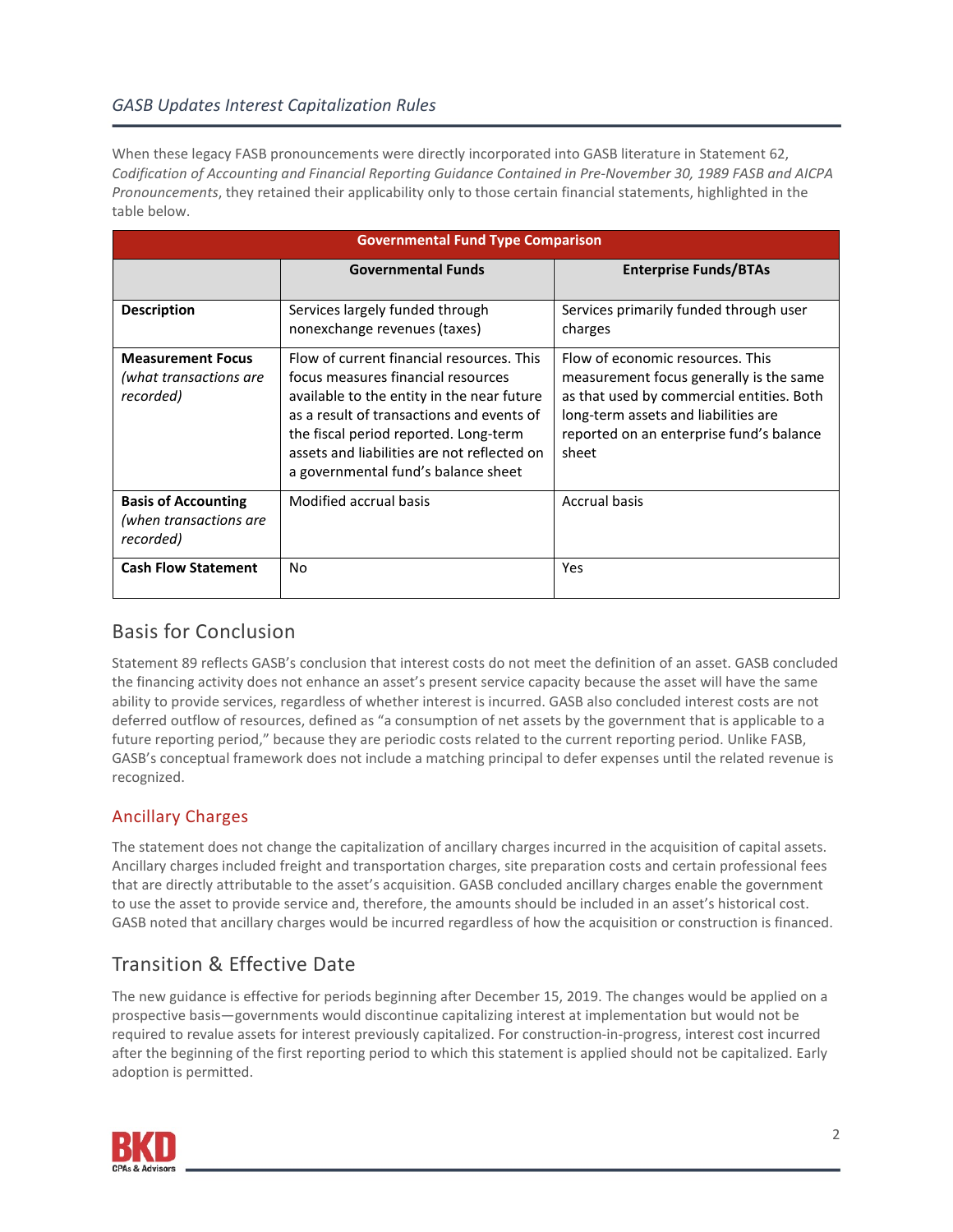When these legacy FASB pronouncements were directly incorporated into GASB literature in Statement 62, *Codification of Accounting and Financial Reporting Guidance Contained in Pre-November 30, 1989 FASB and AICPA Pronouncements*, they retained their applicability only to those certain financial statements, highlighted in the table below.

| Governmental Fund Type Comparison | | |
|---|---|---|
| | **Governmental Funds** | **Enterprise Funds/BTAs** |
| **Description** | Services largely funded through nonexchange revenues (taxes) | Services primarily funded through user charges |
| **Measurement Focus** *(what transactions are recorded)* | Flow of current financial resources. This focus measures financial resources available to the entity in the near future as a result of transactions and events of the fiscal period reported. Long-term assets and liabilities are not reflected on a governmental fund's balance sheet | Flow of economic resources. This measurement focus generally is the same as that used by commercial entities. Both long-term assets and liabilities are reported on an enterprise fund's balance sheet |
| **Basis of Accounting** *(when transactions are recorded)* | Modified accrual basis | Accrual basis |
| **Cash Flow Statement** | No | Yes |

## Basis for Conclusion

Statement 89 reflects GASB's conclusion that interest costs do not meet the definition of an asset. GASB concluded the financing activity does not enhance an asset's present service capacity because the asset will have the same ability to provide services, regardless of whether interest is incurred. GASB also concluded interest costs are not deferred outflow of resources, defined as "a consumption of net assets by the government that is applicable to a future reporting period," because they are periodic costs related to the current reporting period. Unlike FASB, GASB's conceptual framework does not include a matching principal to defer expenses until the related revenue is recognized.

### Ancillary Charges

The statement does not change the capitalization of ancillary charges incurred in the acquisition of capital assets. Ancillary charges included freight and transportation charges, site preparation costs and certain professional fees that are directly attributable to the asset's acquisition. GASB concluded ancillary charges enable the government to use the asset to provide service and, therefore, the amounts should be included in an asset's historical cost. GASB noted that ancillary charges would be incurred regardless of how the acquisition or construction is financed.

## Transition & Effective Date

The new guidance is effective for periods beginning after December 15, 2019. The changes would be applied on a prospective basis—governments would discontinue capitalizing interest at implementation but would not be required to revalue assets for interest previously capitalized. For construction-in-progress, interest cost incurred after the beginning of the first reporting period to which this statement is applied should not be capitalized. Early adoption is permitted.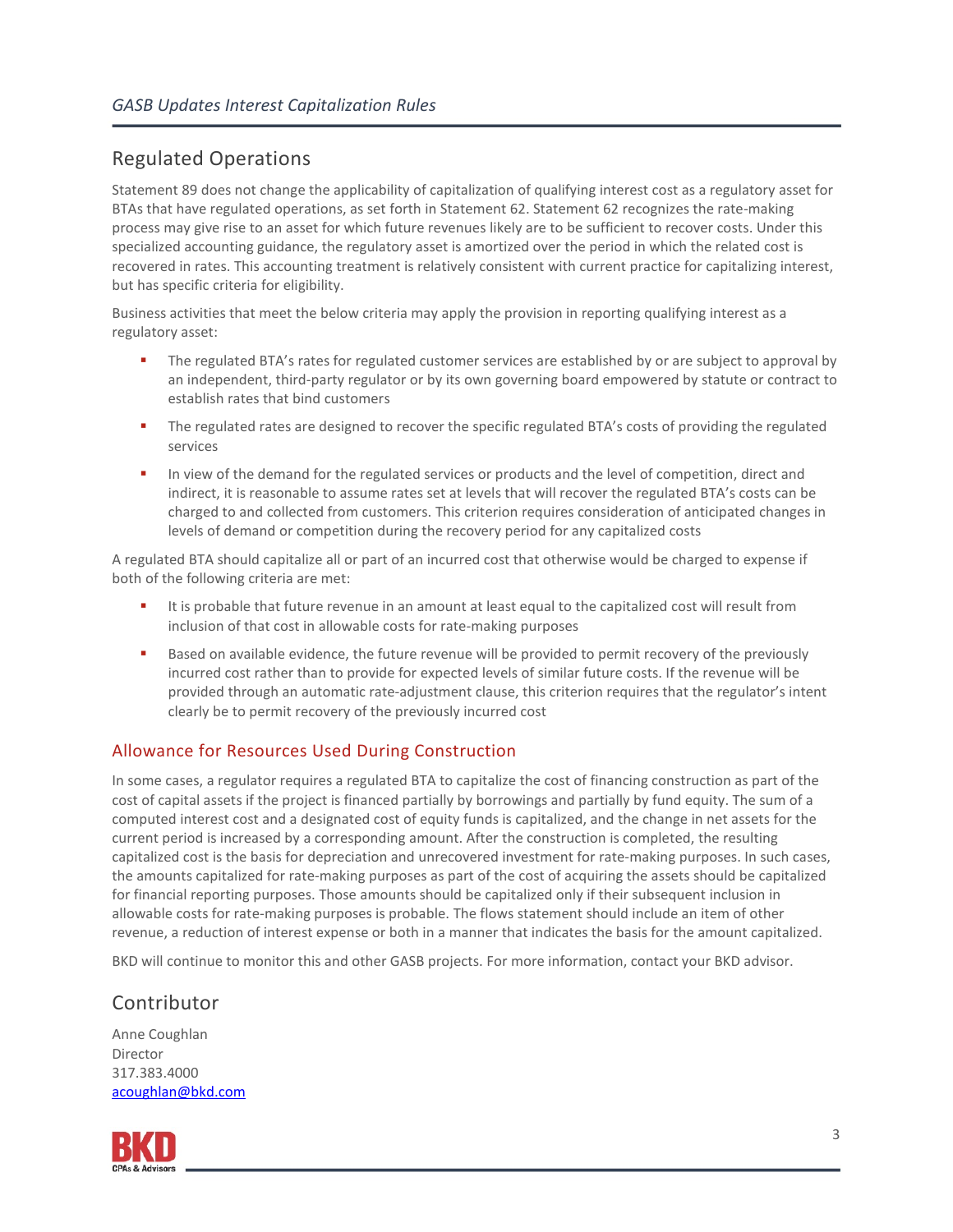## Regulated Operations

Statement 89 does not change the applicability of capitalization of qualifying interest cost as a regulatory asset for BTAs that have regulated operations, as set forth in Statement 62. Statement 62 recognizes the rate-making process may give rise to an asset for which future revenues likely are to be sufficient to recover costs. Under this specialized accounting guidance, the regulatory asset is amortized over the period in which the related cost is recovered in rates. This accounting treatment is relatively consistent with current practice for capitalizing interest, but has specific criteria for eligibility.

Business activities that meet the below criteria may apply the provision in reporting qualifying interest as a regulatory asset:

- The regulated BTA's rates for regulated customer services are established by or are subject to approval by an independent, third-party regulator or by its own governing board empowered by statute or contract to establish rates that bind customers
- The regulated rates are designed to recover the specific regulated BTA's costs of providing the regulated services
- In view of the demand for the regulated services or products and the level of competition, direct and indirect, it is reasonable to assume rates set at levels that will recover the regulated BTA's costs can be charged to and collected from customers. This criterion requires consideration of anticipated changes in levels of demand or competition during the recovery period for any capitalized costs

A regulated BTA should capitalize all or part of an incurred cost that otherwise would be charged to expense if both of the following criteria are met:

- It is probable that future revenue in an amount at least equal to the capitalized cost will result from inclusion of that cost in allowable costs for rate-making purposes
- Based on available evidence, the future revenue will be provided to permit recovery of the previously incurred cost rather than to provide for expected levels of similar future costs. If the revenue will be provided through an automatic rate-adjustment clause, this criterion requires that the regulator's intent clearly be to permit recovery of the previously incurred cost

### Allowance for Resources Used During Construction

In some cases, a regulator requires a regulated BTA to capitalize the cost of financing construction as part of the cost of capital assets if the project is financed partially by borrowings and partially by fund equity. The sum of a computed interest cost and a designated cost of equity funds is capitalized, and the change in net assets for the current period is increased by a corresponding amount. After the construction is completed, the resulting capitalized cost is the basis for depreciation and unrecovered investment for rate-making purposes. In such cases, the amounts capitalized for rate-making purposes as part of the cost of acquiring the assets should be capitalized for financial reporting purposes. Those amounts should be capitalized only if their subsequent inclusion in allowable costs for rate-making purposes is probable. The flows statement should include an item of other revenue, a reduction of interest expense or both in a manner that indicates the basis for the amount capitalized.

BKD will continue to monitor this and other GASB projects. For more information, contact your BKD advisor.

## Contributor

Anne Coughlan
Director
317.383.4000
acoughlan@bkd.com